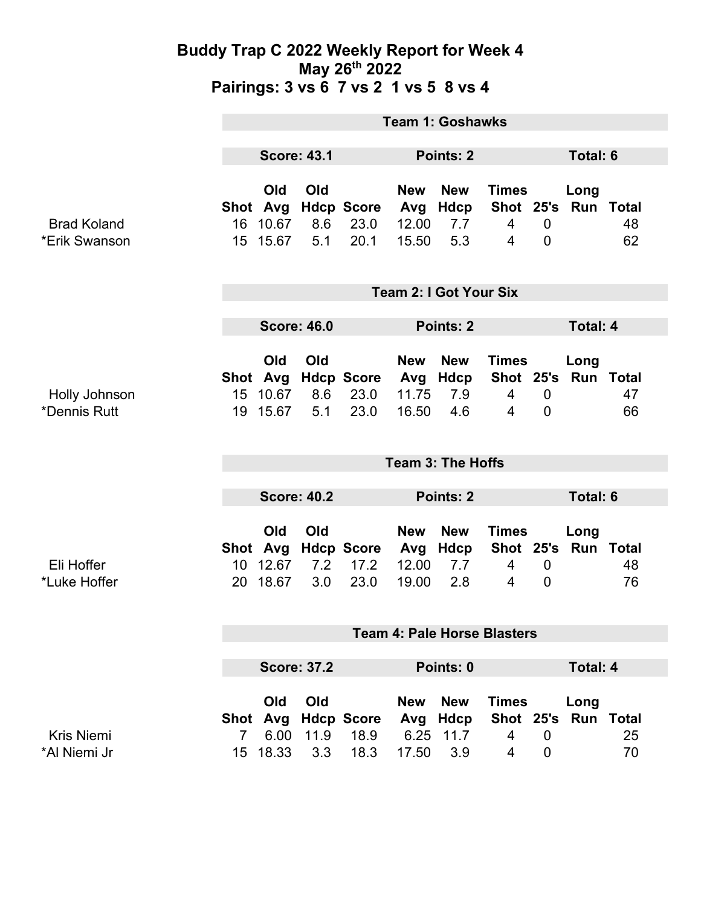# Buddy Trap C 2022 Weekly Report for Week 4
## May 26th 2022
## Pairings: 3 vs 6 7 vs 2 1 vs 5 8 vs 4

### Team 1: Goshawks

**Score: 43.1** | **Points: 2** | **Total: 6**

| | Shot | Old Avg | Old Hdcp | Score | New Avg | New Hdcp | Times Shot | 25's | Long Run | Total |
|---|---|---|---|---|---|---|---|---|---|---|
| Brad Koland | 16 | 10.67 | 8.6 | 23.0 | 12.00 | 7.7 | 4 | 0 | | 48 |
| *Erik Swanson | 15 | 15.67 | 5.1 | 20.1 | 15.50 | 5.3 | 4 | 0 | | 62 |

### Team 2: I Got Your Six

**Score: 46.0** | **Points: 2** | **Total: 4**

| | Shot | Old Avg | Old Hdcp | Score | New Avg | New Hdcp | Times Shot | 25's | Long Run | Total |
|---|---|---|---|---|---|---|---|---|---|---|
| Holly Johnson | 15 | 10.67 | 8.6 | 23.0 | 11.75 | 7.9 | 4 | 0 | | 47 |
| *Dennis Rutt | 19 | 15.67 | 5.1 | 23.0 | 16.50 | 4.6 | 4 | 0 | | 66 |

### Team 3: The Hoffs

**Score: 40.2** | **Points: 2** | **Total: 6**

| | Shot | Old Avg | Old Hdcp | Score | New Avg | New Hdcp | Times Shot | 25's | Long Run | Total |
|---|---|---|---|---|---|---|---|---|---|---|
| Eli Hoffer | 10 | 12.67 | 7.2 | 17.2 | 12.00 | 7.7 | 4 | 0 | | 48 |
| *Luke Hoffer | 20 | 18.67 | 3.0 | 23.0 | 19.00 | 2.8 | 4 | 0 | | 76 |

### Team 4: Pale Horse Blasters

**Score: 37.2** | **Points: 0** | **Total: 4**

| | Shot | Old Avg | Old Hdcp | Score | New Avg | New Hdcp | Times Shot | 25's | Long Run | Total |
|---|---|---|---|---|---|---|---|---|---|---|
| Kris Niemi | 7 | 6.00 | 11.9 | 18.9 | 6.25 | 11.7 | 4 | 0 | | 25 |
| *Al Niemi Jr | 15 | 18.33 | 3.3 | 18.3 | 17.50 | 3.9 | 4 | 0 | | 70 |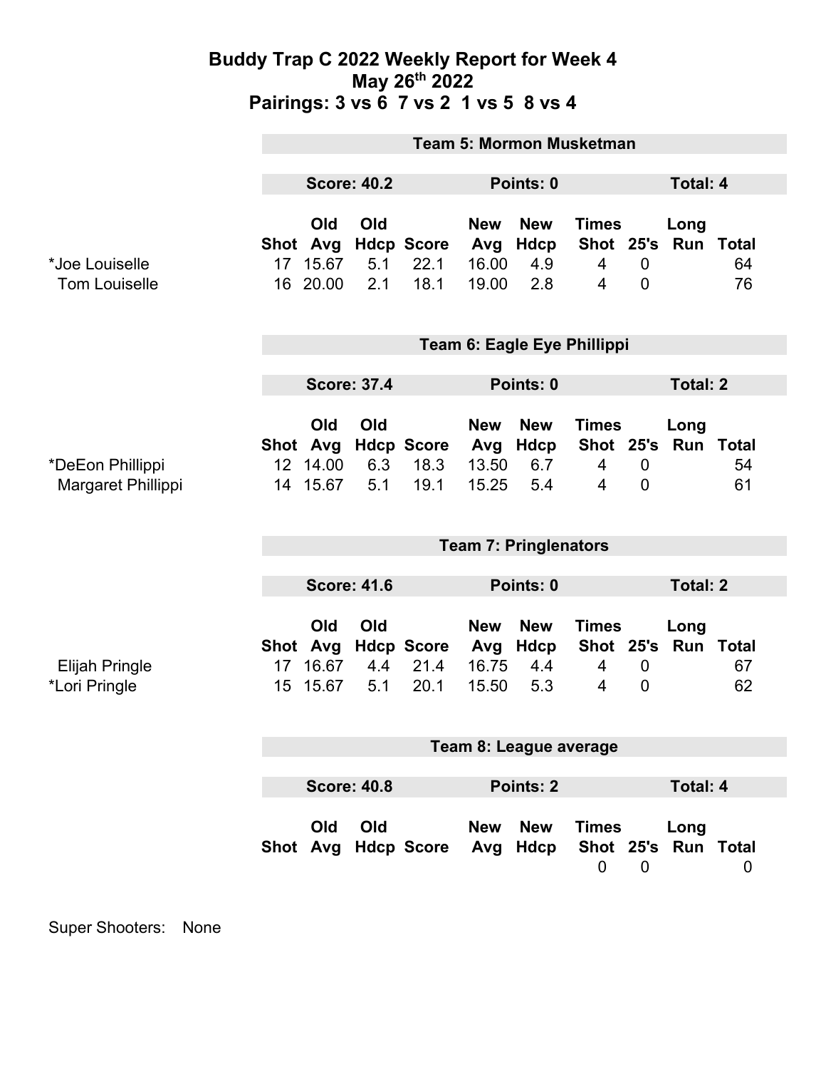# Buddy Trap C 2022 Weekly Report for Week 4
## May 26th 2022
## Pairings: 3 vs 6 7 vs 2 1 vs 5 8 vs 4

### Team 5: Mormon Musketman

**Score: 40.2** | **Points: 0** | **Total: 4**

| | Shot | Old Avg | Old Hdcp | Score | New Avg | New Hdcp | Times Shot | 25's | Long Run | Total |
|---|---|---|---|---|---|---|---|---|---|---|
| *Joe Louiselle | 17 | 15.67 | 5.1 | 22.1 | 16.00 | 4.9 | 4 | 0 | | 64 |
| Tom Louiselle | 16 | 20.00 | 2.1 | 18.1 | 19.00 | 2.8 | 4 | 0 | | 76 |

### Team 6: Eagle Eye Phillippi

**Score: 37.4** | **Points: 0** | **Total: 2**

| | Shot | Old Avg | Old Hdcp | Score | New Avg | New Hdcp | Times Shot | 25's | Long Run | Total |
|---|---|---|---|---|---|---|---|---|---|---|
| *DeEon Phillippi | 12 | 14.00 | 6.3 | 18.3 | 13.50 | 6.7 | 4 | 0 | | 54 |
| Margaret Phillippi | 14 | 15.67 | 5.1 | 19.1 | 15.25 | 5.4 | 4 | 0 | | 61 |

### Team 7: Pringlenators

**Score: 41.6** | **Points: 0** | **Total: 2**

| | Shot | Old Avg | Old Hdcp | Score | New Avg | New Hdcp | Times Shot | 25's | Long Run | Total |
|---|---|---|---|---|---|---|---|---|---|---|
| Elijah Pringle | 17 | 16.67 | 4.4 | 21.4 | 16.75 | 4.4 | 4 | 0 | | 67 |
| *Lori Pringle | 15 | 15.67 | 5.1 | 20.1 | 15.50 | 5.3 | 4 | 0 | | 62 |

### Team 8: League average

**Score: 40.8** | **Points: 2** | **Total: 4**

| | Shot | Old Avg | Old Hdcp | Score | New Avg | New Hdcp | Times Shot | 25's | Long Run | Total |
|---|---|---|---|---|---|---|---|---|---|---|
| | | | | | | | 0 | 0 | | 0 |

Super Shooters: None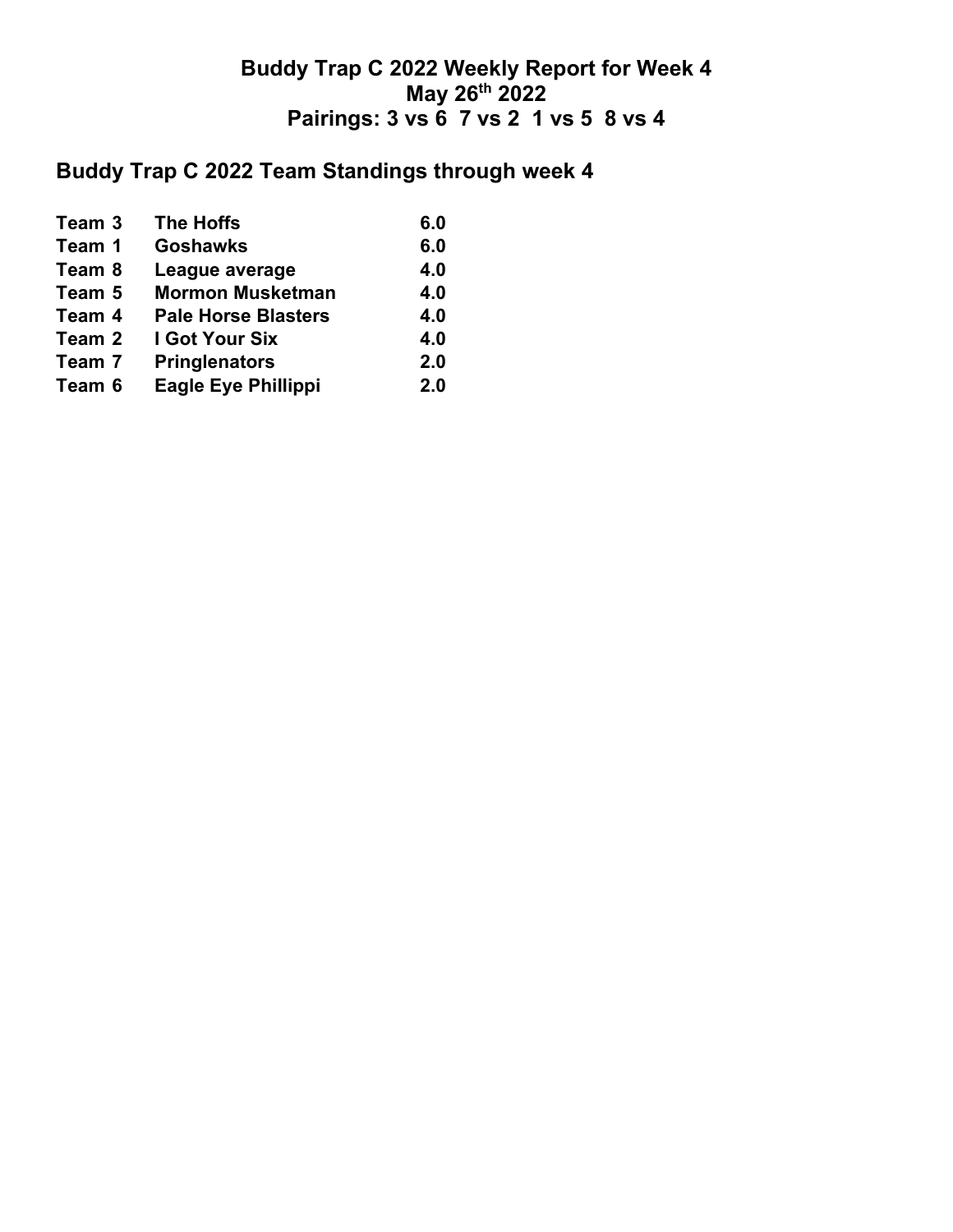# Buddy Trap C 2022 Weekly Report for Week 4
# May 26th 2022
# Pairings: 3 vs 6 7 vs 2 1 vs 5 8 vs 4

## Buddy Trap C 2022 Team Standings through week 4

| | | |
|---|---|---|
| **Team 3** | **The Hoffs** | **6.0** |
| **Team 1** | **Goshawks** | **6.0** |
| **Team 8** | **League average** | **4.0** |
| **Team 5** | **Mormon Musketman** | **4.0** |
| **Team 4** | **Pale Horse Blasters** | **4.0** |
| **Team 2** | **I Got Your Six** | **4.0** |
| **Team 7** | **Pringlenators** | **2.0** |
| **Team 6** | **Eagle Eye Phillippi** | **2.0** |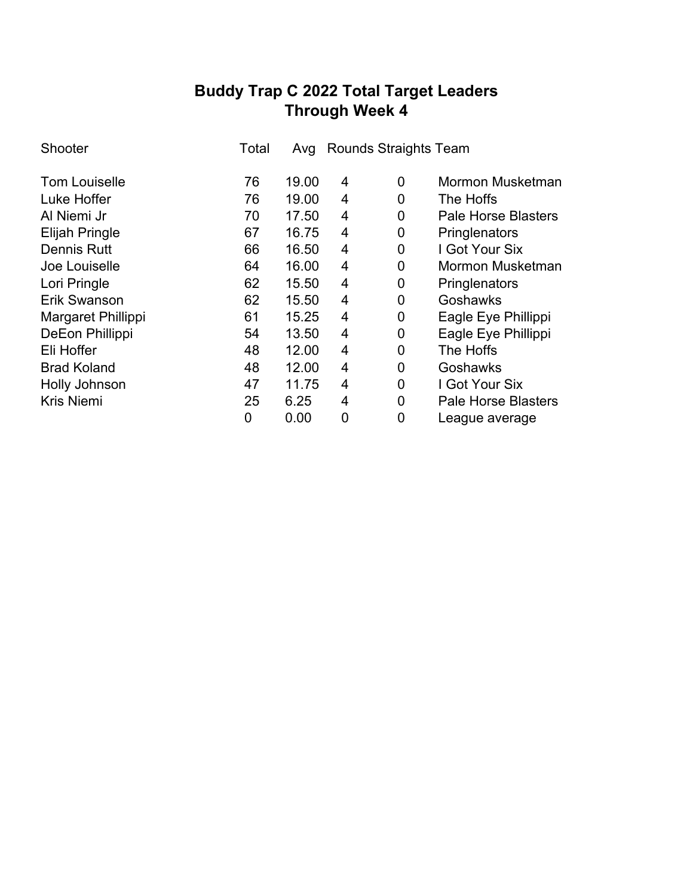## Buddy Trap C 2022 Total Target Leaders
## Through Week 4

| Shooter | Total | Avg | Rounds | Straights | Team |
|---|---|---|---|---|---|
| Tom Louiselle | 76 | 19.00 | 4 | 0 | Mormon Musketman |
| Luke Hoffer | 76 | 19.00 | 4 | 0 | The Hoffs |
| Al Niemi Jr | 70 | 17.50 | 4 | 0 | Pale Horse Blasters |
| Elijah Pringle | 67 | 16.75 | 4 | 0 | Pringlenators |
| Dennis Rutt | 66 | 16.50 | 4 | 0 | I Got Your Six |
| Joe Louiselle | 64 | 16.00 | 4 | 0 | Mormon Musketman |
| Lori Pringle | 62 | 15.50 | 4 | 0 | Pringlenators |
| Erik Swanson | 62 | 15.50 | 4 | 0 | Goshawks |
| Margaret Phillippi | 61 | 15.25 | 4 | 0 | Eagle Eye Phillippi |
| DeEon Phillippi | 54 | 13.50 | 4 | 0 | Eagle Eye Phillippi |
| Eli Hoffer | 48 | 12.00 | 4 | 0 | The Hoffs |
| Brad Koland | 48 | 12.00 | 4 | 0 | Goshawks |
| Holly Johnson | 47 | 11.75 | 4 | 0 | I Got Your Six |
| Kris Niemi | 25 | 6.25 | 4 | 0 | Pale Horse Blasters |
| | 0 | 0.00 | 0 | 0 | League average |